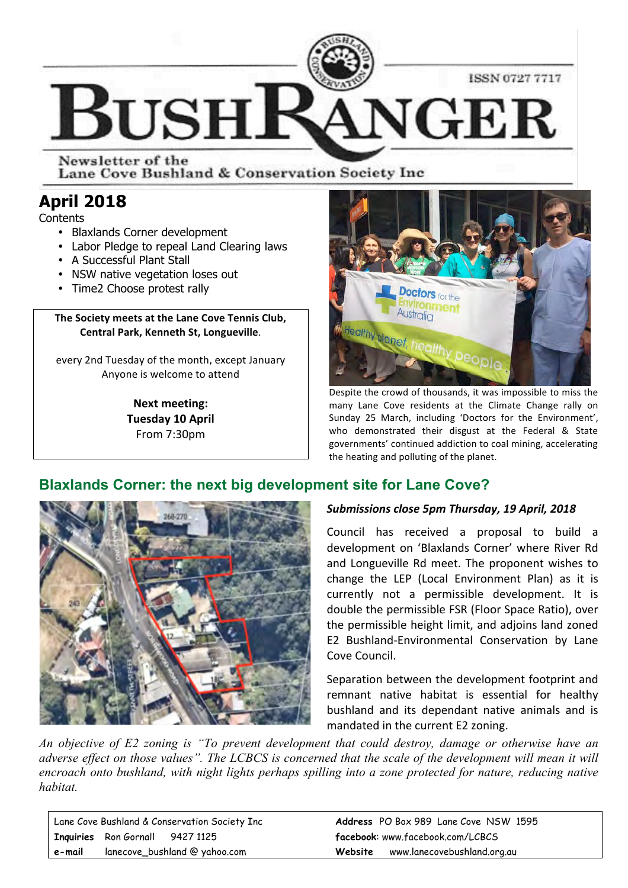# BUSHRANGER

ISSN 0727 7717

Newsletter of the
Lane Cove Bushland & Conservation Society Inc

## April 2018

Contents

- Blaxlands Corner development
- Labor Pledge to repeal Land Clearing laws
- A Successful Plant Stall
- NSW native vegetation loses out
- Time2 Choose protest rally

**The Society meets at the Lane Cove Tennis Club, Central Park, Kenneth St, Longueville.**

every 2nd Tuesday of the month, except January
Anyone is welcome to attend

**Next meeting:**
**Tuesday 10 April**
From 7:30pm

Despite the crowd of thousands, it was impossible to miss the many Lane Cove residents at the Climate Change rally on Sunday 25 March, including 'Doctors for the Environment', who demonstrated their disgust at the Federal & State governments' continued addiction to coal mining, accelerating the heating and polluting of the planet.

## Blaxlands Corner: the next big development site for Lane Cove?

***Submissions close 5pm Thursday, 19 April, 2018***

Council has received a proposal to build a development on 'Blaxlands Corner' where River Rd and Longueville Rd meet. The proponent wishes to change the LEP (Local Environment Plan) as it is currently not a permissible development. It is double the permissible FSR (Floor Space Ratio), over the permissible height limit, and adjoins land zoned E2 Bushland-Environmental Conservation by Lane Cove Council.

Separation between the development footprint and remnant native habitat is essential for healthy bushland and its dependant native animals and is mandated in the current E2 zoning.

*An objective of E2 zoning is "To prevent development that could destroy, damage or otherwise have an adverse effect on those values". The LCBCS is concerned that the scale of the development will mean it will encroach onto bushland, with night lights perhaps spilling into a zone protected for nature, reducing native habitat.*

| | |
|---|---|
| Lane Cove Bushland & Conservation Society Inc | **Address** PO Box 989 Lane Cove NSW 1595 |
| **Inquiries** Ron Gornall 9427 1125 | **facebook**: www.facebook.com/LCBCS |
| **e-mail** lanecove_bushland @ yahoo.com | **Website** www.lanecovebushland.org.au |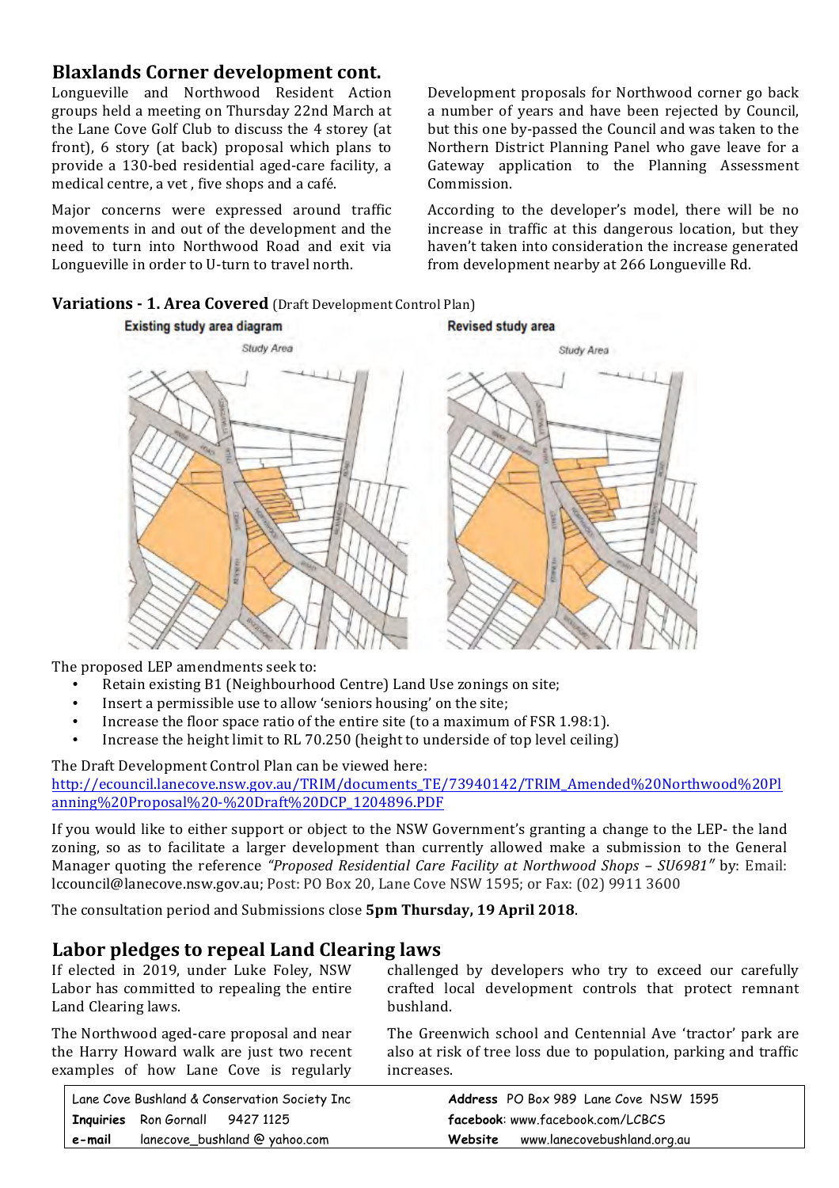## Blaxlands Corner development cont.

Longueville and Northwood Resident Action groups held a meeting on Thursday 22nd March at the Lane Cove Golf Club to discuss the 4 storey (at front), 6 story (at back) proposal which plans to provide a 130-bed residential aged-care facility, a medical centre, a vet , five shops and a café.

Major concerns were expressed around traffic movements in and out of the development and the need to turn into Northwood Road and exit via Longueville in order to U-turn to travel north.

Development proposals for Northwood corner go back a number of years and have been rejected by Council, but this one by-passed the Council and was taken to the Northern District Planning Panel who gave leave for a Gateway application to the Planning Assessment Commission.

According to the developer's model, there will be no increase in traffic at this dangerous location, but they haven't taken into consideration the increase generated from development nearby at 266 Longueville Rd.

### Variations - 1. Area Covered (Draft Development Control Plan)

The proposed LEP amendments seek to:

- Retain existing B1 (Neighbourhood Centre) Land Use zonings on site;
- Insert a permissible use to allow 'seniors housing' on the site;
- Increase the floor space ratio of the entire site (to a maximum of FSR 1.98:1).
- Increase the height limit to RL 70.250 (height to underside of top level ceiling)

The Draft Development Control Plan can be viewed here:
http://ecouncil.lanecove.nsw.gov.au/TRIM/documents_TE/73940142/TRIM_Amended%20Northwood%20Planning%20Proposal%20-%20Draft%20DCP_1204896.PDF

If you would like to either support or object to the NSW Government's granting a change to the LEP- the land zoning, so as to facilitate a larger development than currently allowed make a submission to the General Manager quoting the reference *"Proposed Residential Care Facility at Northwood Shops – SU6981"* by: Email: lccouncil@lanecove.nsw.gov.au; Post: PO Box 20, Lane Cove NSW 1595; or Fax: (02) 9911 3600

The consultation period and Submissions close **5pm Thursday, 19 April 2018**.

## Labor pledges to repeal Land Clearing laws

If elected in 2019, under Luke Foley, NSW Labor has committed to repealing the entire Land Clearing laws.

The Northwood aged-care proposal and near the Harry Howard walk are just two recent examples of how Lane Cove is regularly challenged by developers who try to exceed our carefully crafted local development controls that protect remnant bushland.

The Greenwich school and Centennial Ave 'tractor' park are also at risk of tree loss due to population, parking and traffic increases.

| Lane Cove Bushland & Conservation Society Inc | **Address** PO Box 989 Lane Cove NSW 1595 |
|---|---|
| **Inquiries** Ron Gornall 9427 1125 | **facebook**: www.facebook.com/LCBCS |
| **e-mail** lanecove_bushland @ yahoo.com | **Website** www.lanecovebushland.org.au |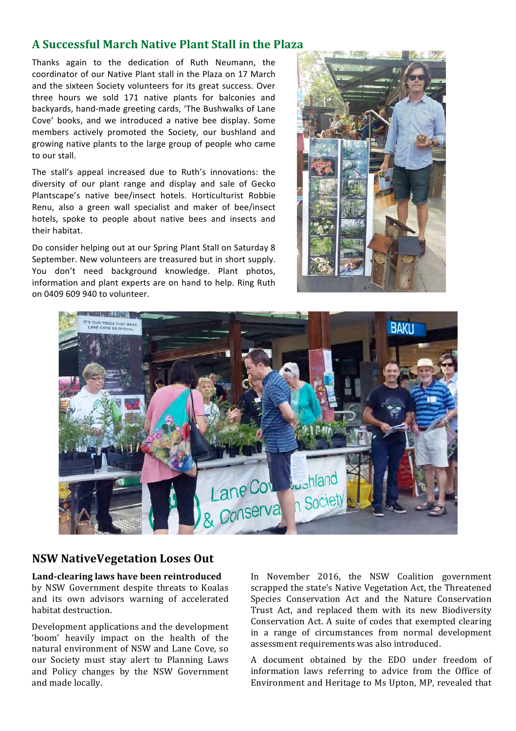## A Successful March Native Plant Stall in the Plaza

Thanks again to the dedication of Ruth Neumann, the coordinator of our Native Plant stall in the Plaza on 17 March and the sixteen Society volunteers for its great success. Over three hours we sold 171 native plants for balconies and backyards, hand-made greeting cards, 'The Bushwalks of Lane Cove' books, and we introduced a native bee display. Some members actively promoted the Society, our bushland and growing native plants to the large group of people who came to our stall.

The stall's appeal increased due to Ruth's innovations: the diversity of our plant range and display and sale of Gecko Plantscape's native bee/insect hotels. Horticulturist Robbie Renu, also a green wall specialist and maker of bee/insect hotels, spoke to people about native bees and insects and their habitat.

Do consider helping out at our Spring Plant Stall on Saturday 8 September. New volunteers are treasured but in short supply. You don't need background knowledge. Plant photos, information and plant experts are on hand to help. Ring Ruth on 0409 609 940 to volunteer.

## NSW NativeVegetation Loses Out

**Land-clearing laws have been reintroduced** by NSW Government despite threats to Koalas and its own advisors warning of accelerated habitat destruction.

Development applications and the development 'boom' heavily impact on the health of the natural environment of NSW and Lane Cove, so our Society must stay alert to Planning Laws and Policy changes by the NSW Government and made locally.

In November 2016, the NSW Coalition government scrapped the state's Native Vegetation Act, the Threatened Species Conservation Act and the Nature Conservation Trust Act, and replaced them with its new Biodiversity Conservation Act. A suite of codes that exempted clearing in a range of circumstances from normal development assessment requirements was also introduced.

A document obtained by the EDO under freedom of information laws referring to advice from the Office of Environment and Heritage to Ms Upton, MP, revealed that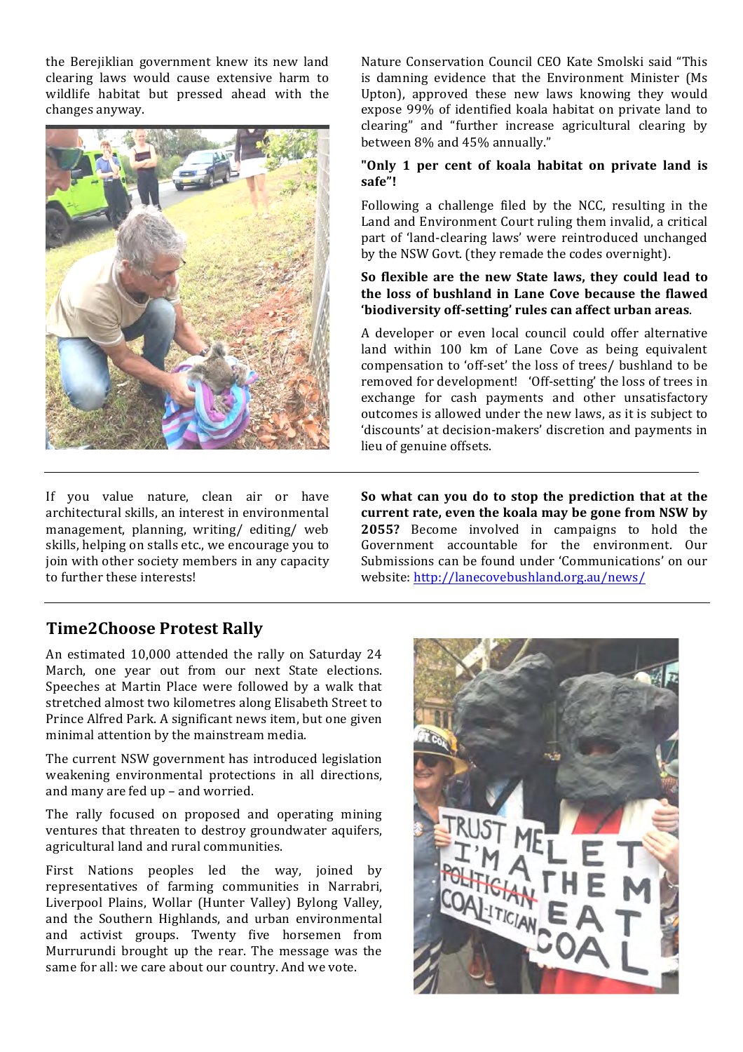the Berejiklian government knew its new land clearing laws would cause extensive harm to wildlife habitat but pressed ahead with the changes anyway.

Nature Conservation Council CEO Kate Smolski said "This is damning evidence that the Environment Minister (Ms Upton), approved these new laws knowing they would expose 99% of identified koala habitat on private land to clearing" and "further increase agricultural clearing by between 8% and 45% annually."

**"Only 1 per cent of koala habitat on private land is safe"!**

Following a challenge filed by the NCC, resulting in the Land and Environment Court ruling them invalid, a critical part of 'land-clearing laws' were reintroduced unchanged by the NSW Govt. (they remade the codes overnight).

**So flexible are the new State laws, they could lead to the loss of bushland in Lane Cove because the flawed 'biodiversity off-setting' rules can affect urban areas**.

A developer or even local council could offer alternative land within 100 km of Lane Cove as being equivalent compensation to 'off-set' the loss of trees/ bushland to be removed for development! 'Off-setting' the loss of trees in exchange for cash payments and other unsatisfactory outcomes is allowed under the new laws, as it is subject to 'discounts' at decision-makers' discretion and payments in lieu of genuine offsets.

---

If you value nature, clean air or have architectural skills, an interest in environmental management, planning, writing/ editing/ web skills, helping on stalls etc., we encourage you to join with other society members in any capacity to further these interests!

**So what can you do to stop the prediction that at the current rate, even the koala may be gone from NSW by 2055?** Become involved in campaigns to hold the Government accountable for the environment. Our Submissions can be found under 'Communications' on our website: http://lanecovebushland.org.au/news/

---

## Time2Choose Protest Rally

An estimated 10,000 attended the rally on Saturday 24 March, one year out from our next State elections. Speeches at Martin Place were followed by a walk that stretched almost two kilometres along Elisabeth Street to Prince Alfred Park. A significant news item, but one given minimal attention by the mainstream media.

The current NSW government has introduced legislation weakening environmental protections in all directions, and many are fed up – and worried.

The rally focused on proposed and operating mining ventures that threaten to destroy groundwater aquifers, agricultural land and rural communities.

First Nations peoples led the way, joined by representatives of farming communities in Narrabri, Liverpool Plains, Wollar (Hunter Valley) Bylong Valley, and the Southern Highlands, and urban environmental and activist groups. Twenty five horsemen from Murrurundi brought up the rear. The message was the same for all: we care about our country. And we vote.